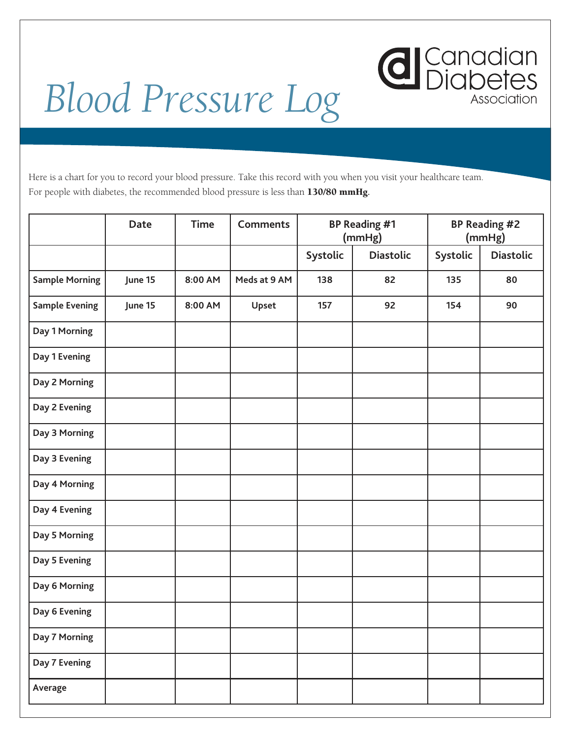# Blood Pressure Log

Canadian Diabetes Association

Here is a chart for you to record your blood pressure. Take this record with you when you visit your healthcare team.
For people with diabetes, the recommended blood pressure is less than **130/80 mmHg**.

| | Date | Time | Comments | BP Reading #1 (mmHg) | | BP Reading #2 (mmHg) | |
|---|---|---|---|---|---|---|---|
| | | | | Systolic | Diastolic | Systolic | Diastolic |
| **Sample Morning** | June 15 | 8:00 AM | Meds at 9 AM | 138 | 82 | 135 | 80 |
| **Sample Evening** | June 15 | 8:00 AM | Upset | 157 | 92 | 154 | 90 |
| **Day 1 Morning** | | | | | | | |
| **Day 1 Evening** | | | | | | | |
| **Day 2 Morning** | | | | | | | |
| **Day 2 Evening** | | | | | | | |
| **Day 3 Morning** | | | | | | | |
| **Day 3 Evening** | | | | | | | |
| **Day 4 Morning** | | | | | | | |
| **Day 4 Evening** | | | | | | | |
| **Day 5 Morning** | | | | | | | |
| **Day 5 Evening** | | | | | | | |
| **Day 6 Morning** | | | | | | | |
| **Day 6 Evening** | | | | | | | |
| **Day 7 Morning** | | | | | | | |
| **Day 7 Evening** | | | | | | | |
| **Average** | | | | | | | |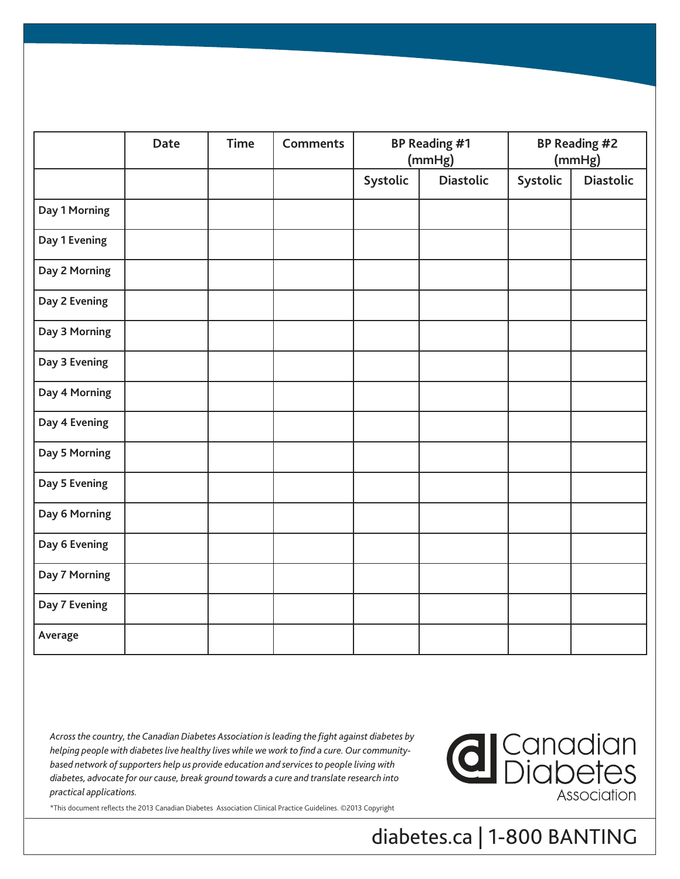| | Date | Time | Comments | BP Reading #1 (mmHg) | | BP Reading #2 (mmHg) | |
|---|---|---|---|---|---|---|---|
| | | | | Systolic | Diastolic | Systolic | Diastolic |
| **Day 1 Morning** | | | | | | | |
| **Day 1 Evening** | | | | | | | |
| **Day 2 Morning** | | | | | | | |
| **Day 2 Evening** | | | | | | | |
| **Day 3 Morning** | | | | | | | |
| **Day 3 Evening** | | | | | | | |
| **Day 4 Morning** | | | | | | | |
| **Day 4 Evening** | | | | | | | |
| **Day 5 Morning** | | | | | | | |
| **Day 5 Evening** | | | | | | | |
| **Day 6 Morning** | | | | | | | |
| **Day 6 Evening** | | | | | | | |
| **Day 7 Morning** | | | | | | | |
| **Day 7 Evening** | | | | | | | |
| **Average** | | | | | | | |

*Across the country, the Canadian Diabetes Association is leading the fight against diabetes by helping people with diabetes live healthy lives while we work to find a cure. Our community-based network of supporters help us provide education and services to people living with diabetes, advocate for our cause, break ground towards a cure and translate research into practical applications.*

Canadian Diabetes Association

*This document reflects the 2013 Canadian Diabetes Association Clinical Practice Guidelines. ©2013 Copyright

diabetes.ca | 1-800 BANTING